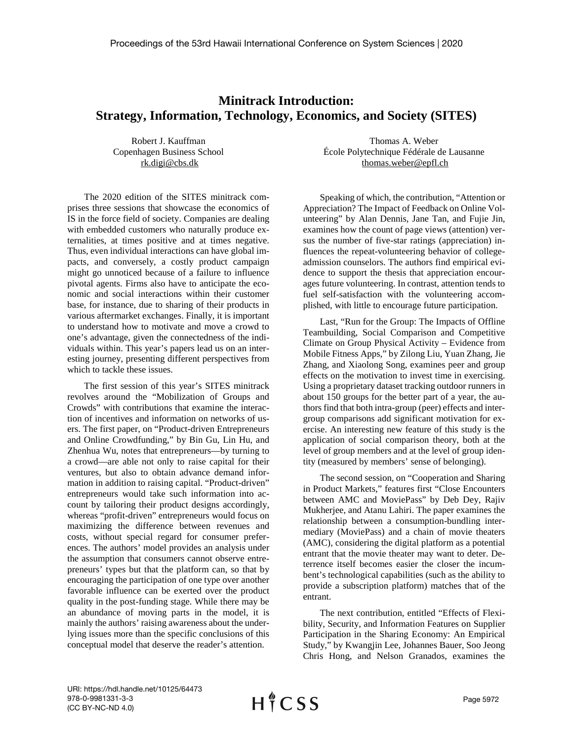# Minitrack Introduction: Strategy, Information, Technology, Economics, and Society (SITES)

Robert J. Kauffman
Copenhagen Business School
rk.digi@cbs.dk

Thomas A. Weber
École Polytechnique Fédérale de Lausanne
thomas.weber@epfl.ch

The 2020 edition of the SITES minitrack comprises three sessions that showcase the economics of IS in the force field of society. Companies are dealing with embedded customers who naturally produce externalities, at times positive and at times negative. Thus, even individual interactions can have global impacts, and conversely, a costly product campaign might go unnoticed because of a failure to influence pivotal agents. Firms also have to anticipate the economic and social interactions within their customer base, for instance, due to sharing of their products in various aftermarket exchanges. Finally, it is important to understand how to motivate and move a crowd to one's advantage, given the connectedness of the individuals within. This year's papers lead us on an interesting journey, presenting different perspectives from which to tackle these issues.

The first session of this year's SITES minitrack revolves around the "Mobilization of Groups and Crowds" with contributions that examine the interaction of incentives and information on networks of users. The first paper, on "Product-driven Entrepreneurs and Online Crowdfunding," by Bin Gu, Lin Hu, and Zhenhua Wu, notes that entrepreneurs—by turning to a crowd—are able not only to raise capital for their ventures, but also to obtain advance demand information in addition to raising capital. "Product-driven" entrepreneurs would take such information into account by tailoring their product designs accordingly, whereas "profit-driven" entrepreneurs would focus on maximizing the difference between revenues and costs, without special regard for consumer preferences. The authors' model provides an analysis under the assumption that consumers cannot observe entrepreneurs' types but that the platform can, so that by encouraging the participation of one type over another favorable influence can be exerted over the product quality in the post-funding stage. While there may be an abundance of moving parts in the model, it is mainly the authors' raising awareness about the underlying issues more than the specific conclusions of this conceptual model that deserve the reader's attention.

Speaking of which, the contribution, "Attention or Appreciation? The Impact of Feedback on Online Volunteering" by Alan Dennis, Jane Tan, and Fujie Jin, examines how the count of page views (attention) versus the number of repeat five-star ratings (appreciation) influences the repeat-volunteering behavior of college-admission counselors. The authors find empirical evidence to support the thesis that appreciation encourages future volunteering. In contrast, attention tends to fuel self-satisfaction with the volunteering accomplished, with little to encourage future participation.

Last, "Run for the Group: The Impacts of Offline Teambuilding, Social Comparison and Competitive Climate on Group Physical Activity – Evidence from Mobile Fitness Apps," by Zilong Liu, Yuan Zhang, Jie Zhang, and Xiaolong Song, examines peer and group effects on the motivation to invest time in exercising. Using a proprietary dataset tracking outdoor runners in about 150 groups for the better part of a year, the authors find that both intra-group (peer) effects and inter-group comparisons add significant motivation for exercise. An interesting new feature of this study is the application of social comparison theory, both at the level of group members and at the level of group identity (measured by members' sense of belonging).

The second session, on "Cooperation and Sharing in Product Markets," features first "Close Encounters between AMC and MoviePass" by Deb Dey, Rajiv Mukherjee, and Atanu Lahiri. The paper examines the relationship between a consumption-bundling intermediary (MoviePass) and a chain of movie theaters (AMC), considering the digital platform as a potential entrant that the movie theater may want to deter. Deterrence itself becomes easier the closer the incumbent's technological capabilities (such as the ability to provide a subscription platform) matches that of the entrant.

The next contribution, entitled "Effects of Flexibility, Security, and Information Features on Supplier Participation in the Sharing Economy: An Empirical Study," by Kwangjin Lee, Johannes Bauer, Soo Jeong Chris Hong, and Nelson Granados, examines the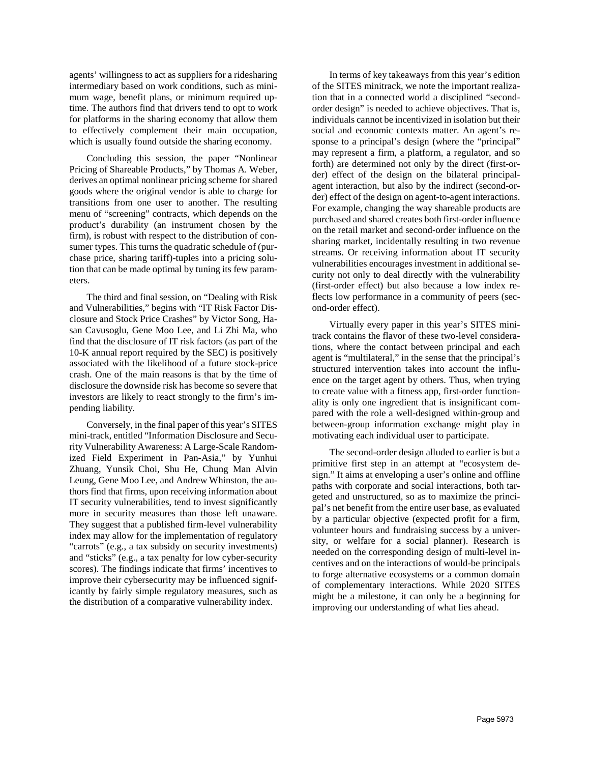agents' willingness to act as suppliers for a ridesharing intermediary based on work conditions, such as minimum wage, benefit plans, or minimum required uptime. The authors find that drivers tend to opt to work for platforms in the sharing economy that allow them to effectively complement their main occupation, which is usually found outside the sharing economy.

Concluding this session, the paper "Nonlinear Pricing of Shareable Products," by Thomas A. Weber, derives an optimal nonlinear pricing scheme for shared goods where the original vendor is able to charge for transitions from one user to another. The resulting menu of "screening" contracts, which depends on the product's durability (an instrument chosen by the firm), is robust with respect to the distribution of consumer types. This turns the quadratic schedule of (purchase price, sharing tariff)-tuples into a pricing solution that can be made optimal by tuning its few parameters.

The third and final session, on "Dealing with Risk and Vulnerabilities," begins with "IT Risk Factor Disclosure and Stock Price Crashes" by Victor Song, Hasan Cavusoglu, Gene Moo Lee, and Li Zhi Ma, who find that the disclosure of IT risk factors (as part of the 10-K annual report required by the SEC) is positively associated with the likelihood of a future stock-price crash. One of the main reasons is that by the time of disclosure the downside risk has become so severe that investors are likely to react strongly to the firm's impending liability.

Conversely, in the final paper of this year's SITES mini-track, entitled "Information Disclosure and Security Vulnerability Awareness: A Large-Scale Randomized Field Experiment in Pan-Asia," by Yunhui Zhuang, Yunsik Choi, Shu He, Chung Man Alvin Leung, Gene Moo Lee, and Andrew Whinston, the authors find that firms, upon receiving information about IT security vulnerabilities, tend to invest significantly more in security measures than those left unaware. They suggest that a published firm-level vulnerability index may allow for the implementation of regulatory "carrots" (e.g., a tax subsidy on security investments) and "sticks" (e.g., a tax penalty for low cyber-security scores). The findings indicate that firms' incentives to improve their cybersecurity may be influenced significantly by fairly simple regulatory measures, such as the distribution of a comparative vulnerability index.

In terms of key takeaways from this year's edition of the SITES minitrack, we note the important realization that in a connected world a disciplined "second-order design" is needed to achieve objectives. That is, individuals cannot be incentivized in isolation but their social and economic contexts matter. An agent's response to a principal's design (where the "principal" may represent a firm, a platform, a regulator, and so forth) are determined not only by the direct (first-order) effect of the design on the bilateral principal-agent interaction, but also by the indirect (second-order) effect of the design on agent-to-agent interactions. For example, changing the way shareable products are purchased and shared creates both first-order influence on the retail market and second-order influence on the sharing market, incidentally resulting in two revenue streams. Or receiving information about IT security vulnerabilities encourages investment in additional security not only to deal directly with the vulnerability (first-order effect) but also because a low index reflects low performance in a community of peers (second-order effect).

Virtually every paper in this year's SITES minitrack contains the flavor of these two-level considerations, where the contact between principal and each agent is "multilateral," in the sense that the principal's structured intervention takes into account the influence on the target agent by others. Thus, when trying to create value with a fitness app, first-order functionality is only one ingredient that is insignificant compared with the role a well-designed within-group and between-group information exchange might play in motivating each individual user to participate.

The second-order design alluded to earlier is but a primitive first step in an attempt at "ecosystem design." It aims at enveloping a user's online and offline paths with corporate and social interactions, both targeted and unstructured, so as to maximize the principal's net benefit from the entire user base, as evaluated by a particular objective (expected profit for a firm, volunteer hours and fundraising success by a university, or welfare for a social planner). Research is needed on the corresponding design of multi-level incentives and on the interactions of would-be principals to forge alternative ecosystems or a common domain of complementary interactions. While 2020 SITES might be a milestone, it can only be a beginning for improving our understanding of what lies ahead.